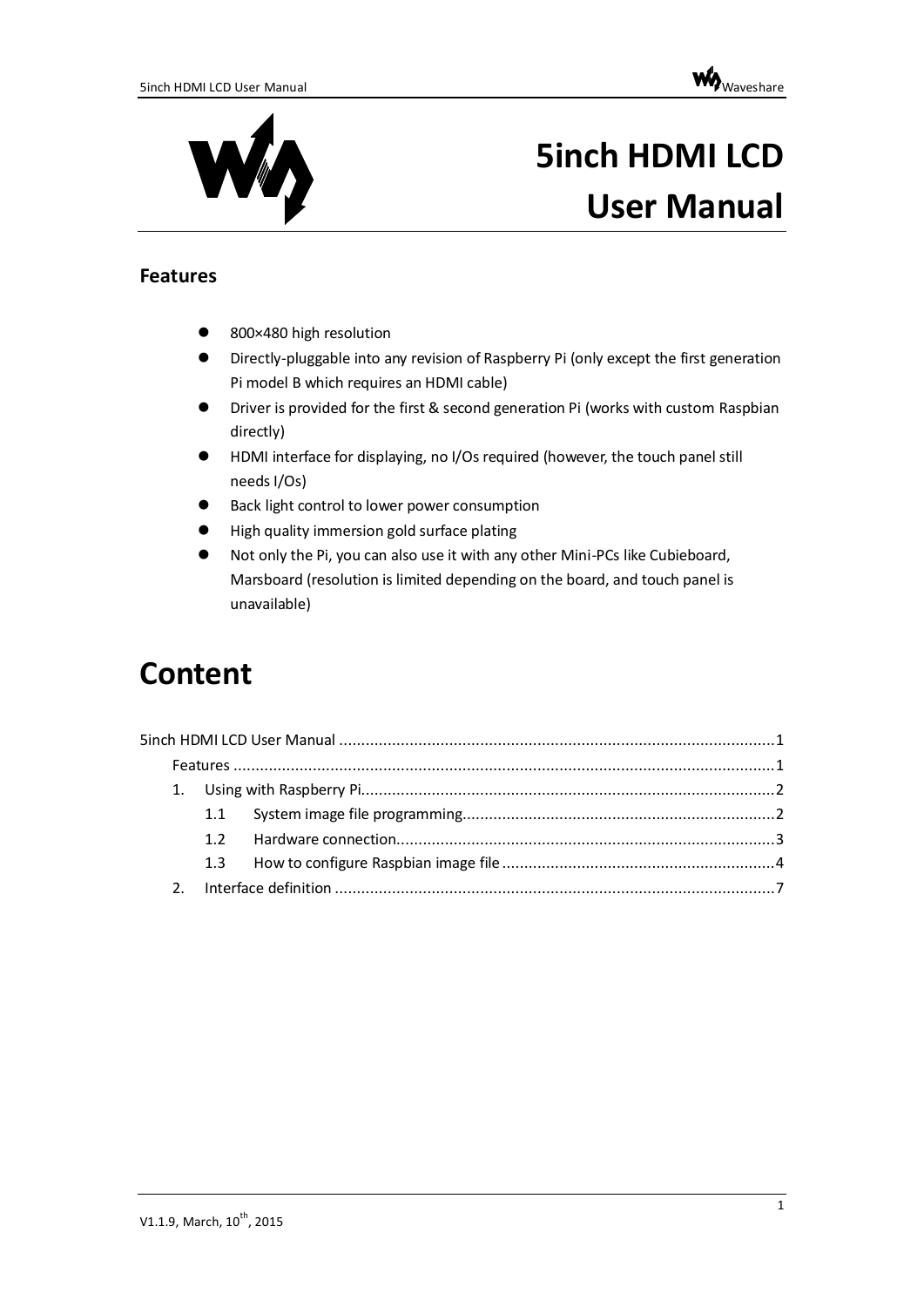# 5inch HDMI LCD User Manual

## Features

- 800×480 high resolution
- Directly-pluggable into any revision of Raspberry Pi (only except the first generation Pi model B which requires an HDMI cable)
- Driver is provided for the first & second generation Pi (works with custom Raspbian directly)
- HDMI interface for displaying, no I/Os required (however, the touch panel still needs I/Os)
- Back light control to lower power consumption
- High quality immersion gold surface plating
- Not only the Pi, you can also use it with any other Mini-PCs like Cubieboard, Marsboard (resolution is limited depending on the board, and touch panel is unavailable)

# Content

5inch HDMI LCD User Manual ........................................................................................1
- Features ........................................................................................................................1
- 1. Using with Raspberry Pi..........................................................................................2
  - 1.1 System image file programming.......................................................................2
  - 1.2 Hardware connection.......................................................................................3
  - 1.3 How to configure Raspbian image file ..............................................................4
- 2. Interface definition .................................................................................................7

V1.1.9, March, 10th, 2015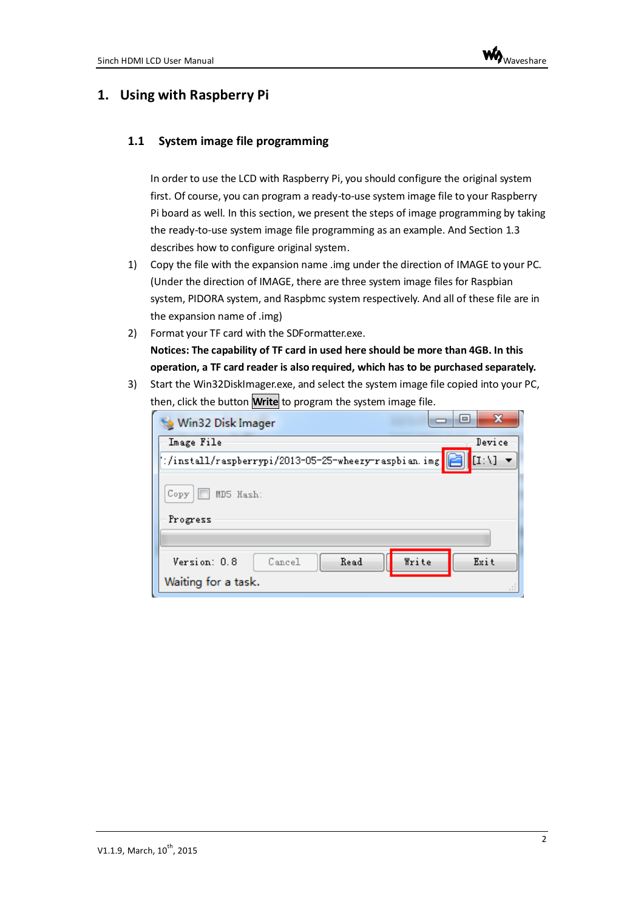# 1. Using with Raspberry Pi

## 1.1 System image file programming

In order to use the LCD with Raspberry Pi, you should configure the original system first. Of course, you can program a ready-to-use system image file to your Raspberry Pi board as well. In this section, we present the steps of image programming by taking the ready-to-use system image file programming as an example. And Section 1.3 describes how to configure original system.

1) Copy the file with the expansion name .img under the direction of IMAGE to your PC. (Under the direction of IMAGE, there are three system image files for Raspbian system, PIDORA system, and Raspbmc system respectively. And all of these file are in the expansion name of .img)

2) Format your TF card with the SDFormatter.exe.

   **Notices: The capability of TF card in used here should be more than 4GB. In this operation, a TF card reader is also required, which has to be purchased separately.**

3) Start the Win32DiskImager.exe, and select the system image file copied into your PC, then, click the button **Write** to program the system image file.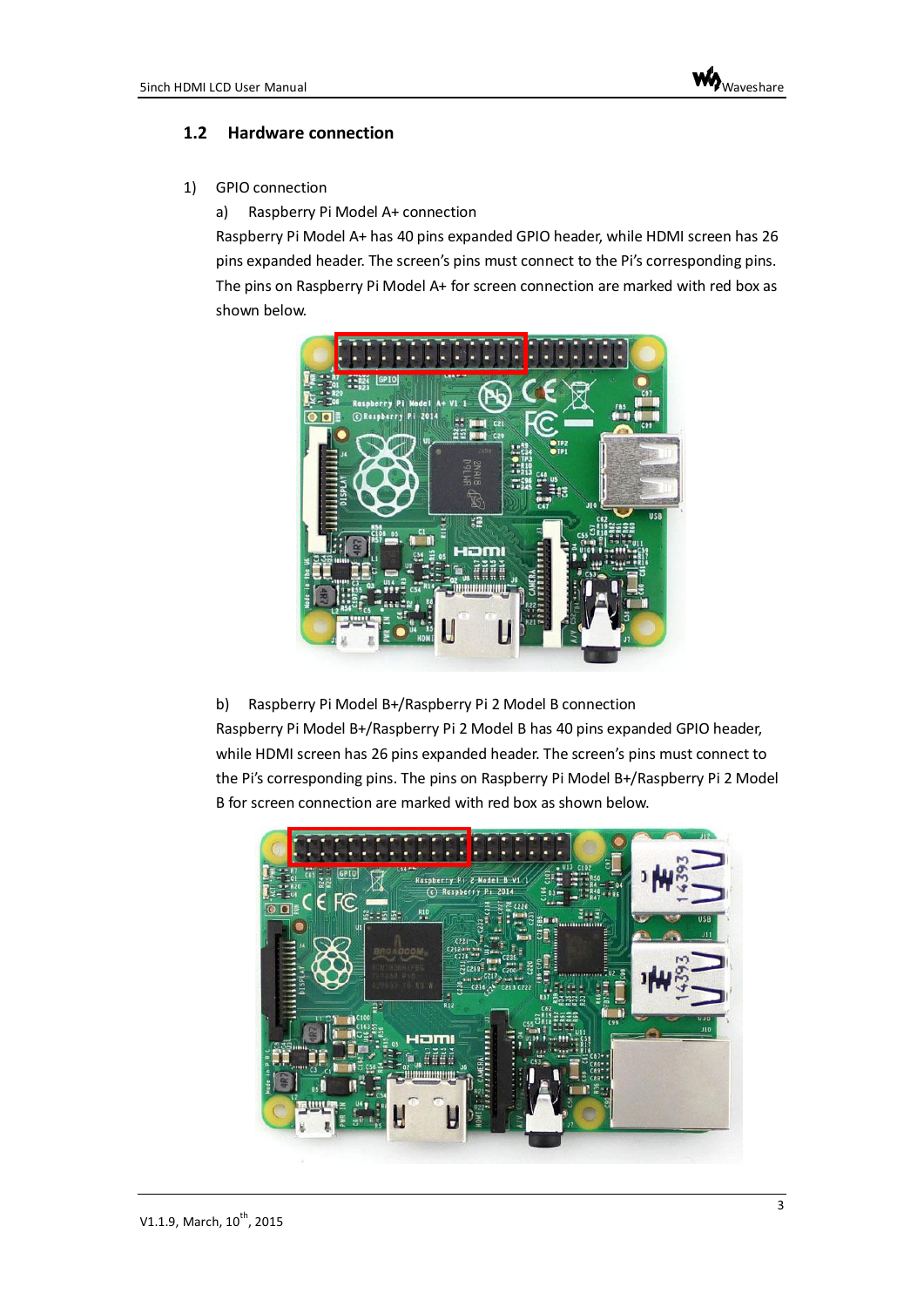## 1.2 Hardware connection

1) GPIO connection

   a) Raspberry Pi Model A+ connection

   Raspberry Pi Model A+ has 40 pins expanded GPIO header, while HDMI screen has 26 pins expanded header. The screen's pins must connect to the Pi's corresponding pins. The pins on Raspberry Pi Model A+ for screen connection are marked with red box as shown below.

   b) Raspberry Pi Model B+/Raspberry Pi 2 Model B connection

   Raspberry Pi Model B+/Raspberry Pi 2 Model B has 40 pins expanded GPIO header, while HDMI screen has 26 pins expanded header. The screen's pins must connect to the Pi's corresponding pins. The pins on Raspberry Pi Model B+/Raspberry Pi 2 Model B for screen connection are marked with red box as shown below.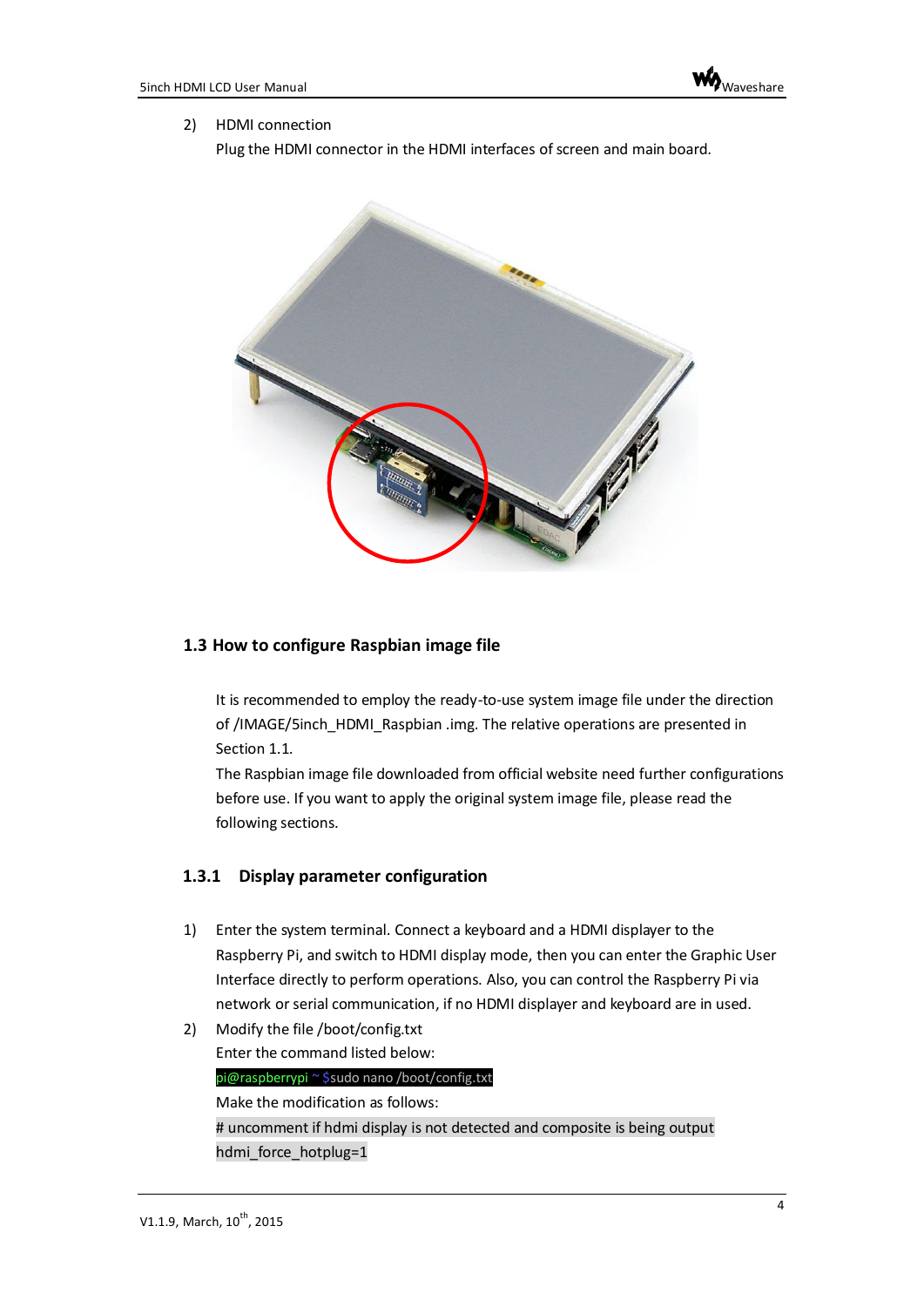2) HDMI connection

Plug the HDMI connector in the HDMI interfaces of screen and main board.

## 1.3 How to configure Raspbian image file

It is recommended to employ the ready-to-use system image file under the direction of /IMAGE/5inch_HDMI_Raspbian .img. The relative operations are presented in Section 1.1.

The Raspbian image file downloaded from official website need further configurations before use. If you want to apply the original system image file, please read the following sections.

### 1.3.1 Display parameter configuration

1) Enter the system terminal. Connect a keyboard and a HDMI displayer to the Raspberry Pi, and switch to HDMI display mode, then you can enter the Graphic User Interface directly to perform operations. Also, you can control the Raspberry Pi via network or serial communication, if no HDMI displayer and keyboard are in used.

2) Modify the file /boot/config.txt

Enter the command listed below:

```
pi@raspberrypi ~ $sudo nano /boot/config.txt
```

Make the modification as follows:

```
# uncomment if hdmi display is not detected and composite is being output
hdmi_force_hotplug=1
```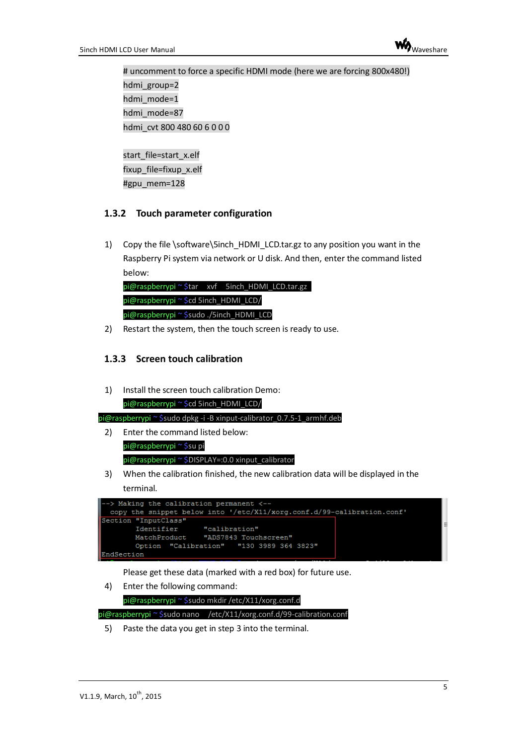```
# uncomment to force a specific HDMI mode (here we are forcing 800x480!)
hdmi_group=2
hdmi_mode=1
hdmi_mode=87
hdmi_cvt 800 480 60 6 0 0 0

start_file=start_x.elf
fixup_file=fixup_x.elf
#gpu_mem=128
```

### 1.3.2 Touch parameter configuration

1) Copy the file \software\5inch_HDMI_LCD.tar.gz to any position you want in the Raspberry Pi system via network or U disk. And then, enter the command listed below:

```
pi@raspberrypi ~ $tar   xvf   5inch_HDMI_LCD.tar.gz
pi@raspberrypi ~ $cd 5inch_HDMI_LCD/
pi@raspberrypi ~ $sudo ./5inch_HDMI_LCD
```

2) Restart the system, then the touch screen is ready to use.

### 1.3.3 Screen touch calibration

1) Install the screen touch calibration Demo:

```
pi@raspberrypi ~ $cd 5inch_HDMI_LCD/
pi@raspberrypi ~ $sudo dpkg -i -B xinput-calibrator_0.7.5-1_armhf.deb
```

2) Enter the command listed below:

```
pi@raspberrypi ~ $su pi
pi@raspberrypi ~ $DISPLAY=:0.0 xinput_calibrator
```

3) When the calibration finished, the new calibration data will be displayed in the terminal.

```
--> Making the calibration permanent <--
  copy the snippet below into '/etc/X11/xorg.conf.d/99-calibration.conf'
Section "InputClass"
        Identifier      "calibration"
        MatchProduct    "ADS7843 Touchscreen"
        Option  "Calibration"   "130 3989 364 3823"
EndSection
```

Please get these data (marked with a red box) for future use.

4) Enter the following command:

```
pi@raspberrypi ~ $sudo mkdir /etc/X11/xorg.conf.d
pi@raspberrypi ~ $sudo nano   /etc/X11/xorg.conf.d/99-calibration.conf
```

5) Paste the data you get in step 3 into the terminal.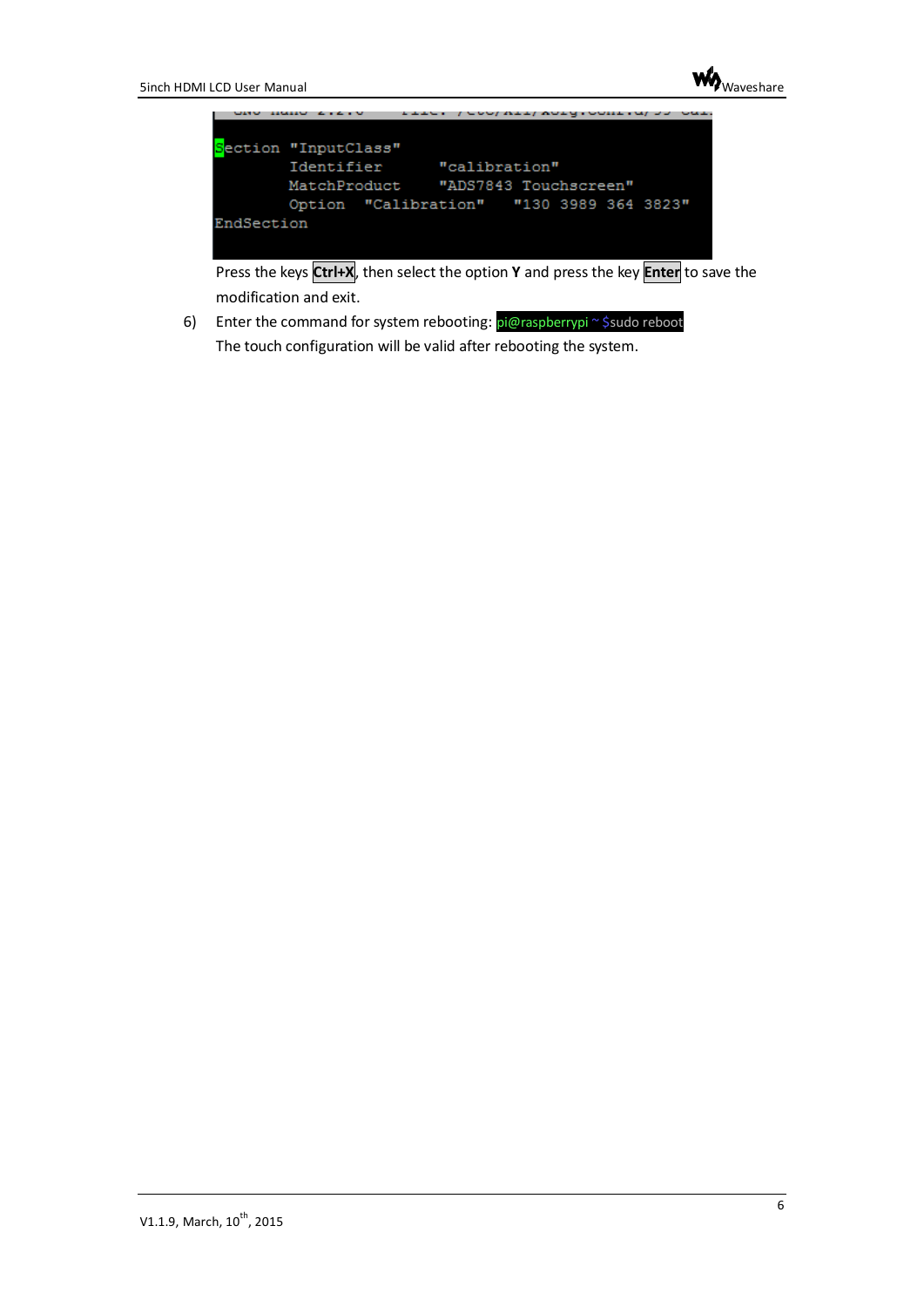```
Section "InputClass"
        Identifier      "calibration"
        MatchProduct    "ADS7843 Touchscreen"
        Option  "Calibration"   "130 3989 364 3823"
EndSection
```

Press the keys **Ctrl+X**, then select the option **Y** and press the key **Enter** to save the modification and exit.

6) Enter the command for system rebooting: `pi@raspberrypi ~ $sudo reboot`

   The touch configuration will be valid after rebooting the system.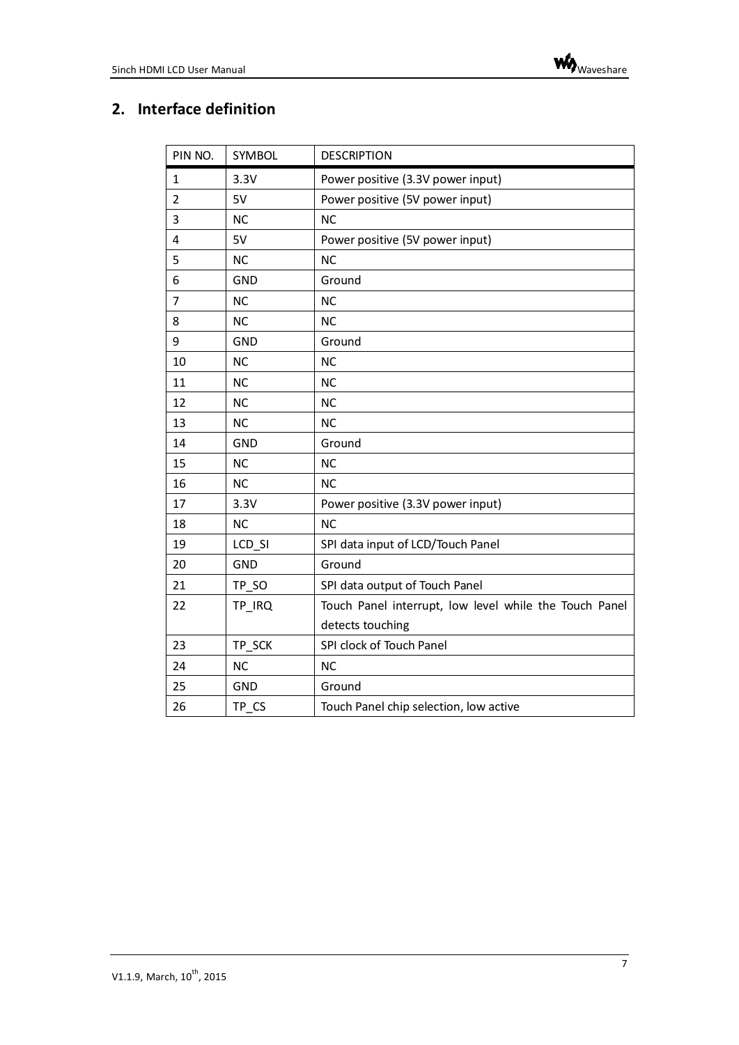## 2. Interface definition

| PIN NO. | SYMBOL | DESCRIPTION |
|---|---|---|
| 1 | 3.3V | Power positive (3.3V power input) |
| 2 | 5V | Power positive (5V power input) |
| 3 | NC | NC |
| 4 | 5V | Power positive (5V power input) |
| 5 | NC | NC |
| 6 | GND | Ground |
| 7 | NC | NC |
| 8 | NC | NC |
| 9 | GND | Ground |
| 10 | NC | NC |
| 11 | NC | NC |
| 12 | NC | NC |
| 13 | NC | NC |
| 14 | GND | Ground |
| 15 | NC | NC |
| 16 | NC | NC |
| 17 | 3.3V | Power positive (3.3V power input) |
| 18 | NC | NC |
| 19 | LCD_SI | SPI data input of LCD/Touch Panel |
| 20 | GND | Ground |
| 21 | TP_SO | SPI data output of Touch Panel |
| 22 | TP_IRQ | Touch Panel interrupt, low level while the Touch Panel detects touching |
| 23 | TP_SCK | SPI clock of Touch Panel |
| 24 | NC | NC |
| 25 | GND | Ground |
| 26 | TP_CS | Touch Panel chip selection, low active |